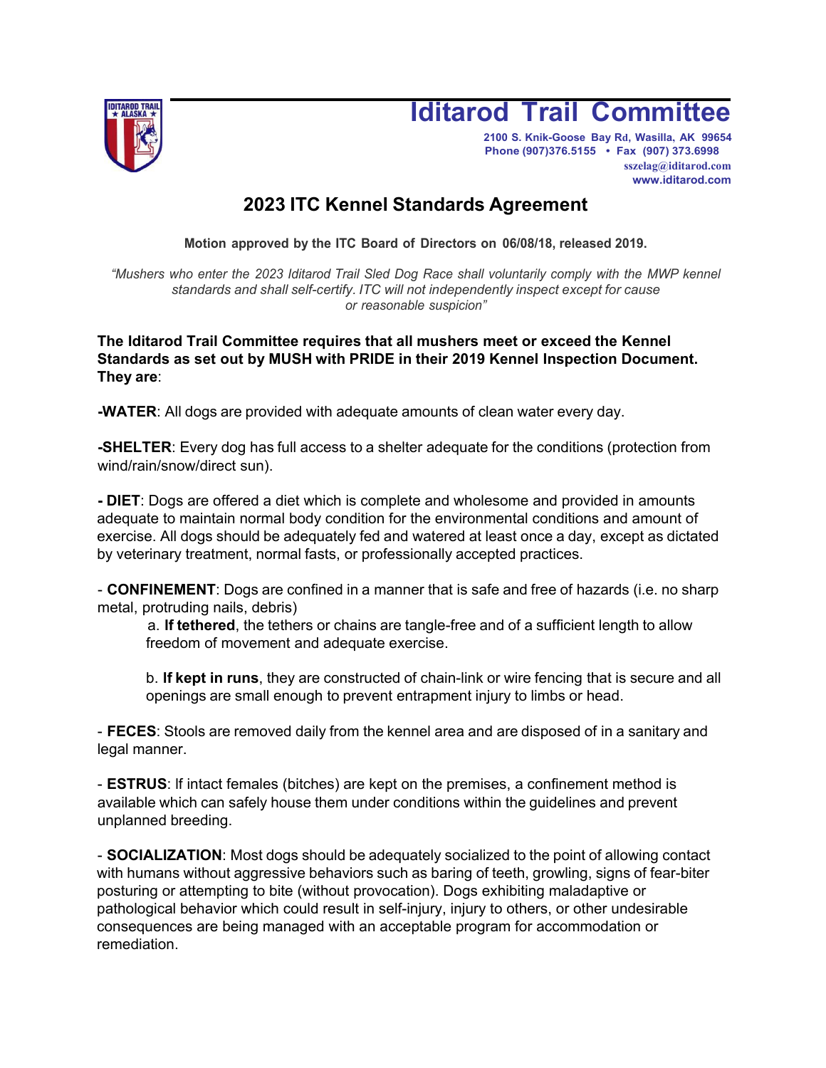# Iditarod Trail Committee

2100 S. Knik-Goose Bay Rd, Wasilla, AK 99654
Phone (907)376.5155 • Fax (907) 373.6998
sszelag@iditarod.com
www.iditarod.com

## 2023 ITC Kennel Standards Agreement

**Motion approved by the ITC Board of Directors on 06/08/18, released 2019.**

*"Mushers who enter the 2023 Iditarod Trail Sled Dog Race shall voluntarily comply with the MWP kennel standards and shall self-certify. ITC will not independently inspect except for cause or reasonable suspicion"*

**The Iditarod Trail Committee requires that all mushers meet or exceed the Kennel Standards as set out by MUSH with PRIDE in their 2019 Kennel Inspection Document. They are**:

**-WATER**: All dogs are provided with adequate amounts of clean water every day.

**-SHELTER**: Every dog has full access to a shelter adequate for the conditions (protection from wind/rain/snow/direct sun).

**- DIET**: Dogs are offered a diet which is complete and wholesome and provided in amounts adequate to maintain normal body condition for the environmental conditions and amount of exercise. All dogs should be adequately fed and watered at least once a day, except as dictated by veterinary treatment, normal fasts, or professionally accepted practices.

- **CONFINEMENT**: Dogs are confined in a manner that is safe and free of hazards (i.e. no sharp metal, protruding nails, debris)

  a. **If tethered**, the tethers or chains are tangle-free and of a sufficient length to allow freedom of movement and adequate exercise.

  b. **If kept in runs**, they are constructed of chain-link or wire fencing that is secure and all openings are small enough to prevent entrapment injury to limbs or head.

- **FECES**: Stools are removed daily from the kennel area and are disposed of in a sanitary and legal manner.

- **ESTRUS**: If intact females (bitches) are kept on the premises, a confinement method is available which can safely house them under conditions within the guidelines and prevent unplanned breeding.

- **SOCIALIZATION**: Most dogs should be adequately socialized to the point of allowing contact with humans without aggressive behaviors such as baring of teeth, growling, signs of fear-biter posturing or attempting to bite (without provocation). Dogs exhibiting maladaptive or pathological behavior which could result in self-injury, injury to others, or other undesirable consequences are being managed with an acceptable program for accommodation or remediation.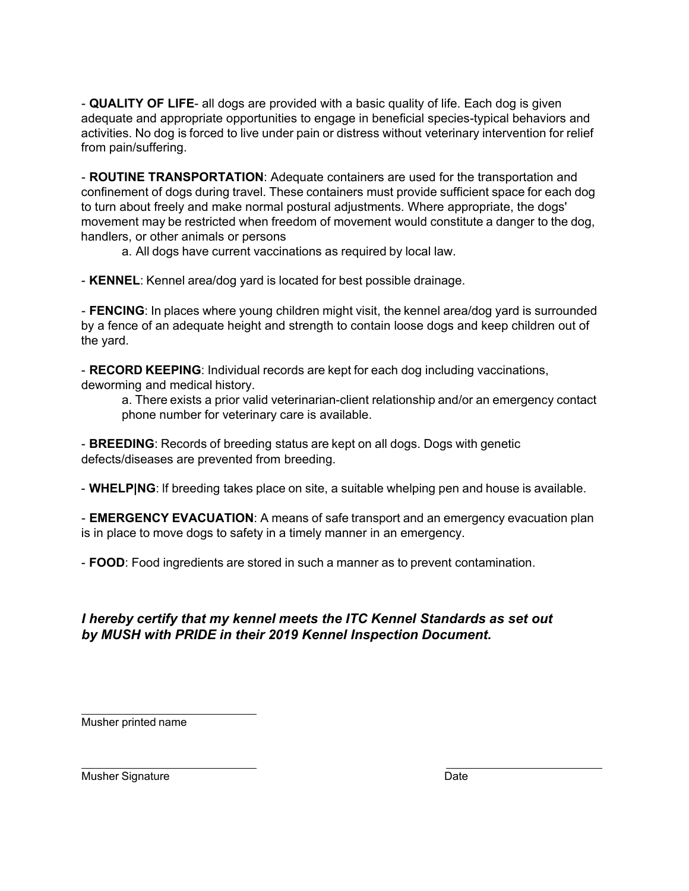- **QUALITY OF LIFE**- all dogs are provided with a basic quality of life. Each dog is given adequate and appropriate opportunities to engage in beneficial species-typical behaviors and activities. No dog is forced to live under pain or distress without veterinary intervention for relief from pain/suffering.

- **ROUTINE TRANSPORTATION**: Adequate containers are used for the transportation and confinement of dogs during travel. These containers must provide sufficient space for each dog to turn about freely and make normal postural adjustments. Where appropriate, the dogs' movement may be restricted when freedom of movement would constitute a danger to the dog, handlers, or other animals or persons

    a. All dogs have current vaccinations as required by local law.

- **KENNEL**: Kennel area/dog yard is located for best possible drainage.

- **FENCING**: In places where young children might visit, the kennel area/dog yard is surrounded by a fence of an adequate height and strength to contain loose dogs and keep children out of the yard.

- **RECORD KEEPING**: Individual records are kept for each dog including vaccinations, deworming and medical history.

    a. There exists a prior valid veterinarian-client relationship and/or an emergency contact phone number for veterinary care is available.

- **BREEDING**: Records of breeding status are kept on all dogs. Dogs with genetic defects/diseases are prevented from breeding.

- **WHELP|NG**: If breeding takes place on site, a suitable whelping pen and house is available.

- **EMERGENCY EVACUATION**: A means of safe transport and an emergency evacuation plan is in place to move dogs to safety in a timely manner in an emergency.

- **FOOD**: Food ingredients are stored in such a manner as to prevent contamination.

***I hereby certify that my kennel meets the ITC Kennel Standards as set out by MUSH with PRIDE in their 2019 Kennel Inspection Document.***

Musher printed name

Musher Signature

Date